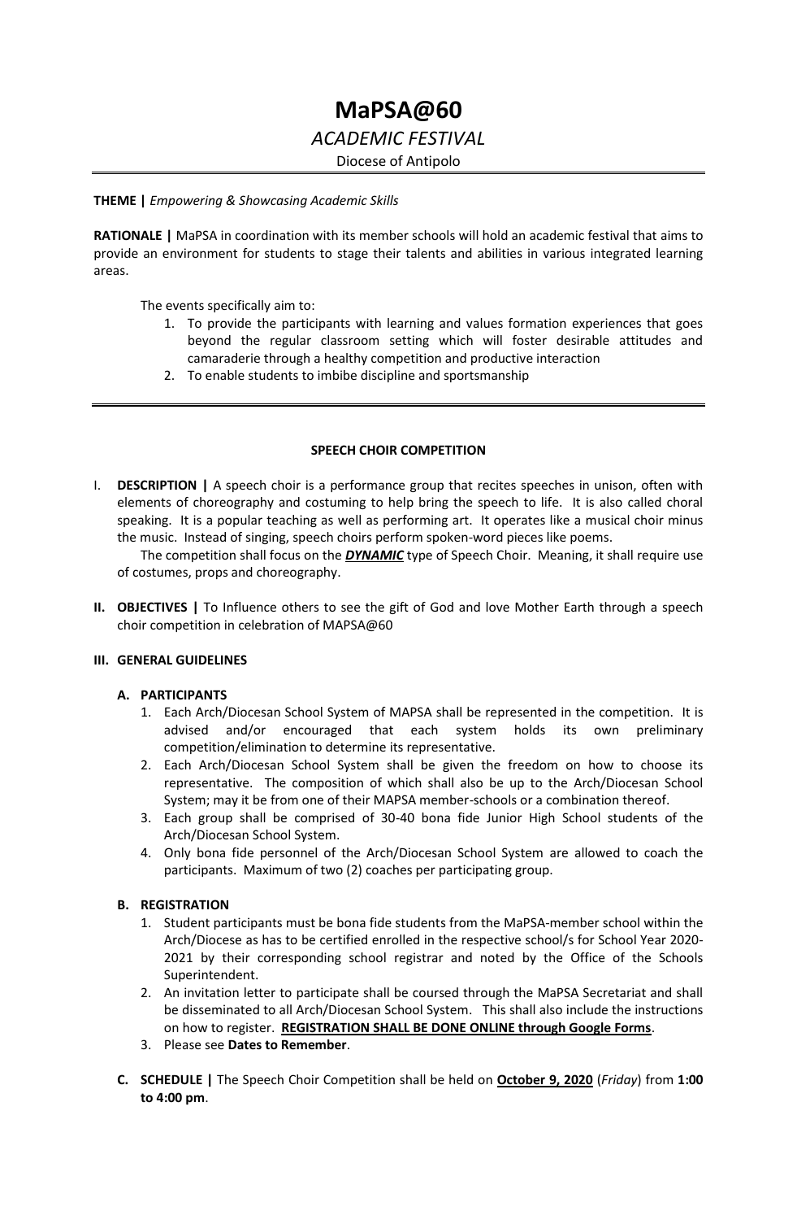# MaPSA@60

## *ACADEMIC FESTIVAL*

Diocese of Antipolo

---

**THEME |** *Empowering & Showcasing Academic Skills*

**RATIONALE |** MaPSA in coordination with its member schools will hold an academic festival that aims to provide an environment for students to stage their talents and abilities in various integrated learning areas.

The events specifically aim to:

1. To provide the participants with learning and values formation experiences that goes beyond the regular classroom setting which will foster desirable attitudes and camaraderie through a healthy competition and productive interaction
2. To enable students to imbibe discipline and sportsmanship

---

### SPEECH CHOIR COMPETITION

I. **DESCRIPTION |** A speech choir is a performance group that recites speeches in unison, often with elements of choreography and costuming to help bring the speech to life. It is also called choral speaking. It is a popular teaching as well as performing art. It operates like a musical choir minus the music. Instead of singing, speech choirs perform spoken-word pieces like poems.

The competition shall focus on the ***DYNAMIC*** type of Speech Choir. Meaning, it shall require use of costumes, props and choreography.

II. **OBJECTIVES |** To Influence others to see the gift of God and love Mother Earth through a speech choir competition in celebration of MAPSA@60

**III. GENERAL GUIDELINES**

**A. PARTICIPANTS**

1. Each Arch/Diocesan School System of MAPSA shall be represented in the competition. It is advised and/or encouraged that each system holds its own preliminary competition/elimination to determine its representative.
2. Each Arch/Diocesan School System shall be given the freedom on how to choose its representative. The composition of which shall also be up to the Arch/Diocesan School System; may it be from one of their MAPSA member-schools or a combination thereof.
3. Each group shall be comprised of 30-40 bona fide Junior High School students of the Arch/Diocesan School System.
4. Only bona fide personnel of the Arch/Diocesan School System are allowed to coach the participants. Maximum of two (2) coaches per participating group.

**B. REGISTRATION**

1. Student participants must be bona fide students from the MaPSA-member school within the Arch/Diocese as has to be certified enrolled in the respective school/s for School Year 2020-2021 by their corresponding school registrar and noted by the Office of the Schools Superintendent.
2. An invitation letter to participate shall be coursed through the MaPSA Secretariat and shall be disseminated to all Arch/Diocesan School System. This shall also include the instructions on how to register. **REGISTRATION SHALL BE DONE ONLINE through Google Forms**.
3. Please see **Dates to Remember**.

**C. SCHEDULE |** The Speech Choir Competition shall be held on **October 9, 2020** (*Friday*) from **1:00 to 4:00 pm**.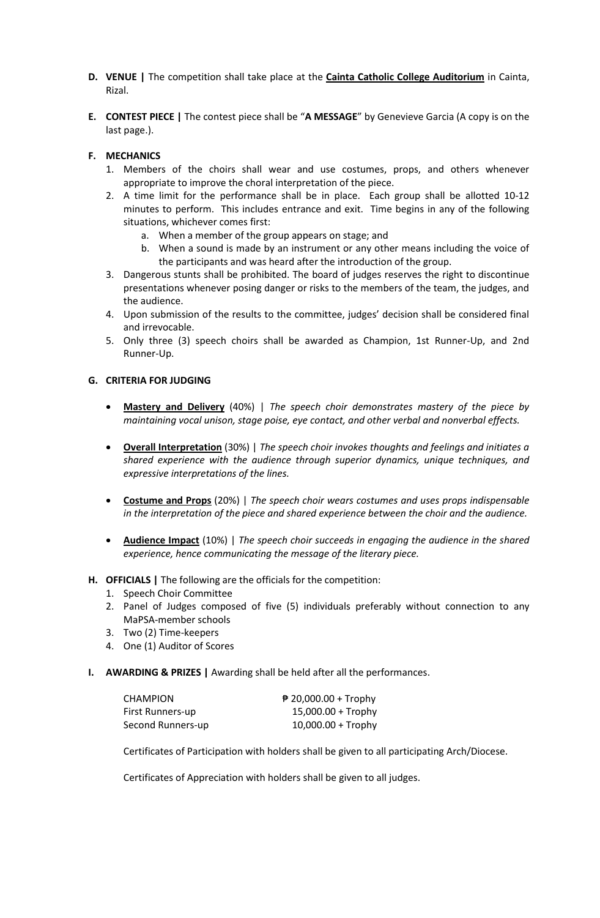**D. VENUE |** The competition shall take place at the **Cainta Catholic College Auditorium** in Cainta, Rizal.

**E. CONTEST PIECE |** The contest piece shall be "**A MESSAGE**" by Genevieve Garcia (A copy is on the last page.).

**F. MECHANICS**

1. Members of the choirs shall wear and use costumes, props, and others whenever appropriate to improve the choral interpretation of the piece.
2. A time limit for the performance shall be in place. Each group shall be allotted 10-12 minutes to perform. This includes entrance and exit. Time begins in any of the following situations, whichever comes first:
   a. When a member of the group appears on stage; and
   b. When a sound is made by an instrument or any other means including the voice of the participants and was heard after the introduction of the group.
3. Dangerous stunts shall be prohibited. The board of judges reserves the right to discontinue presentations whenever posing danger or risks to the members of the team, the judges, and the audience.
4. Upon submission of the results to the committee, judges' decision shall be considered final and irrevocable.
5. Only three (3) speech choirs shall be awarded as Champion, 1st Runner-Up, and 2nd Runner-Up.

**G. CRITERIA FOR JUDGING**

- **Mastery and Delivery** (40%) | *The speech choir demonstrates mastery of the piece by maintaining vocal unison, stage poise, eye contact, and other verbal and nonverbal effects.*
- **Overall Interpretation** (30%) | *The speech choir invokes thoughts and feelings and initiates a shared experience with the audience through superior dynamics, unique techniques, and expressive interpretations of the lines.*
- **Costume and Props** (20%) | *The speech choir wears costumes and uses props indispensable in the interpretation of the piece and shared experience between the choir and the audience.*
- **Audience Impact** (10%) | *The speech choir succeeds in engaging the audience in the shared experience, hence communicating the message of the literary piece.*

**H. OFFICIALS |** The following are the officials for the competition:

1. Speech Choir Committee
2. Panel of Judges composed of five (5) individuals preferably without connection to any MaPSA-member schools
3. Two (2) Time-keepers
4. One (1) Auditor of Scores

**I. AWARDING & PRIZES |** Awarding shall be held after all the performances.

| | |
|---|---|
| CHAMPION | ₱ 20,000.00 + Trophy |
| First Runners-up | 15,000.00 + Trophy |
| Second Runners-up | 10,000.00 + Trophy |

Certificates of Participation with holders shall be given to all participating Arch/Diocese.

Certificates of Appreciation with holders shall be given to all judges.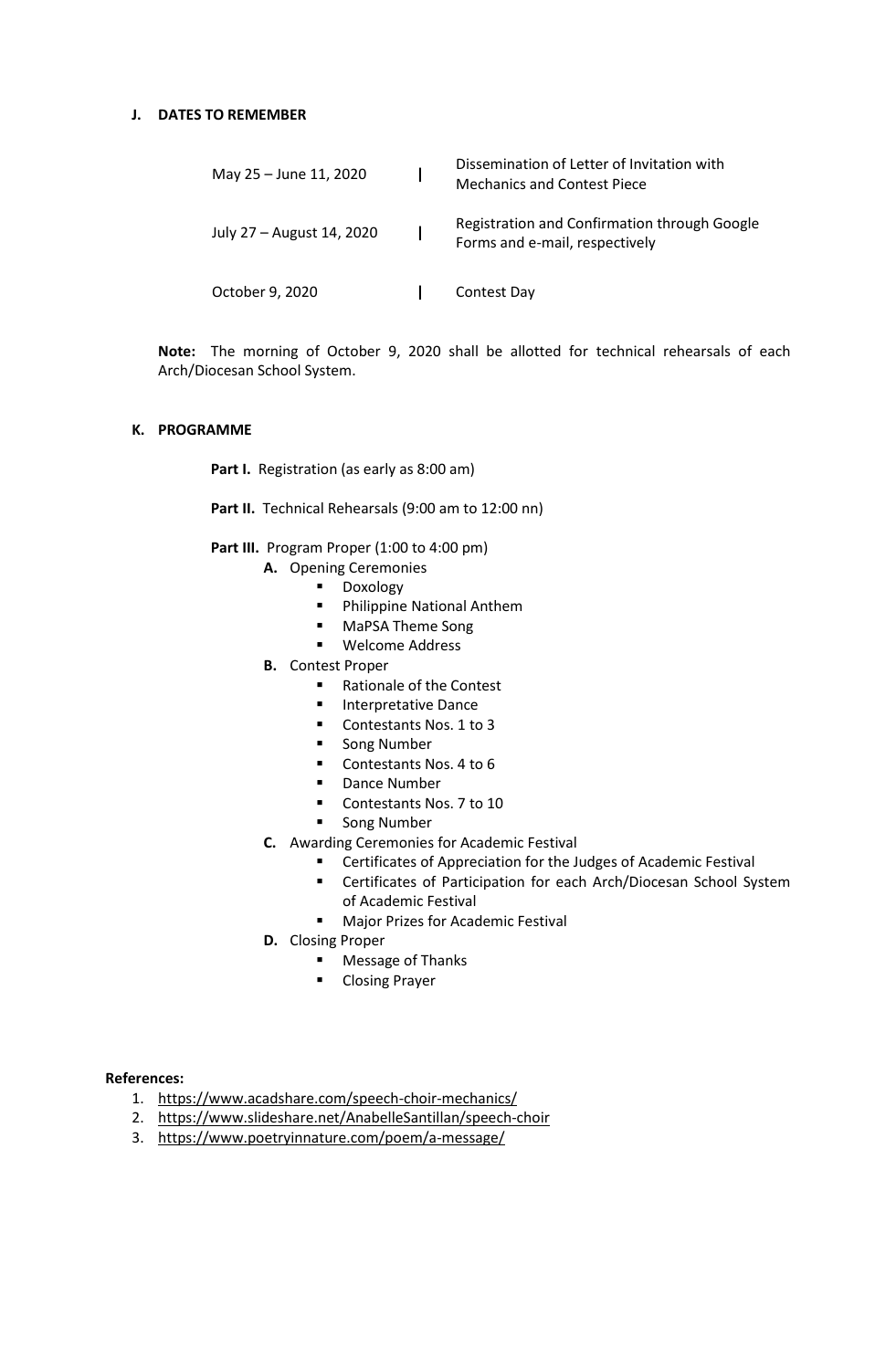### J. DATES TO REMEMBER

| | | |
|---|---|---|
| May 25 – June 11, 2020 | \| | Dissemination of Letter of Invitation with Mechanics and Contest Piece |
| July 27 – August 14, 2020 | \| | Registration and Confirmation through Google Forms and e-mail, respectively |
| October 9, 2020 | \| | Contest Day |

**Note:** The morning of October 9, 2020 shall be allotted for technical rehearsals of each Arch/Diocesan School System.

### K. PROGRAMME

**Part I.** Registration (as early as 8:00 am)

**Part II.** Technical Rehearsals (9:00 am to 12:00 nn)

**Part III.** Program Proper (1:00 to 4:00 pm)

- **A.** Opening Ceremonies
  - Doxology
  - Philippine National Anthem
  - MaPSA Theme Song
  - Welcome Address
- **B.** Contest Proper
  - Rationale of the Contest
  - Interpretative Dance
  - Contestants Nos. 1 to 3
  - Song Number
  - Contestants Nos. 4 to 6
  - Dance Number
  - Contestants Nos. 7 to 10
  - Song Number
- **C.** Awarding Ceremonies for Academic Festival
  - Certificates of Appreciation for the Judges of Academic Festival
  - Certificates of Participation for each Arch/Diocesan School System of Academic Festival
  - Major Prizes for Academic Festival
- **D.** Closing Proper
  - Message of Thanks
  - Closing Prayer

**References:**

1. https://www.acadshare.com/speech-choir-mechanics/
2. https://www.slideshare.net/AnabelleSantillan/speech-choir
3. https://www.poetryinnature.com/poem/a-message/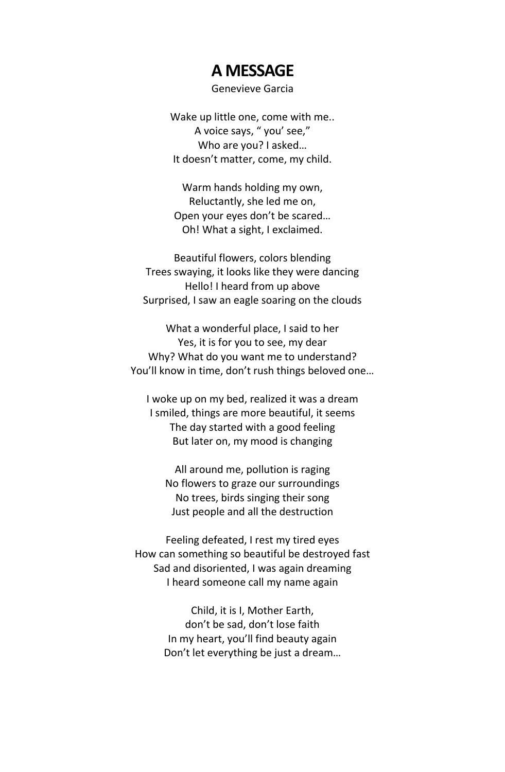# A MESSAGE

Genevieve Garcia

Wake up little one, come with me..
A voice says, " you' see,"
Who are you? I asked…
It doesn't matter, come, my child.

Warm hands holding my own,
Reluctantly, she led me on,
Open your eyes don't be scared…
Oh! What a sight, I exclaimed.

Beautiful flowers, colors blending
Trees swaying, it looks like they were dancing
Hello! I heard from up above
Surprised, I saw an eagle soaring on the clouds

What a wonderful place, I said to her
Yes, it is for you to see, my dear
Why? What do you want me to understand?
You'll know in time, don't rush things beloved one…

I woke up on my bed, realized it was a dream
I smiled, things are more beautiful, it seems
The day started with a good feeling
But later on, my mood is changing

All around me, pollution is raging
No flowers to graze our surroundings
No trees, birds singing their song
Just people and all the destruction

Feeling defeated, I rest my tired eyes
How can something so beautiful be destroyed fast
Sad and disoriented, I was again dreaming
I heard someone call my name again

Child, it is I, Mother Earth,
don't be sad, don't lose faith
In my heart, you'll find beauty again
Don't let everything be just a dream…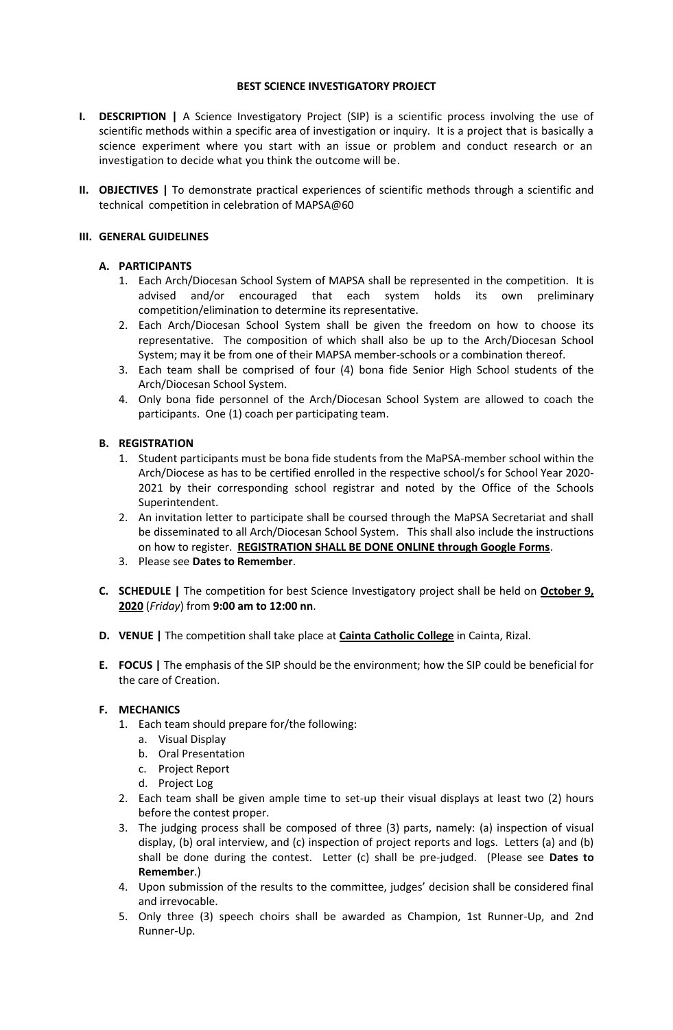# BEST SCIENCE INVESTIGATORY PROJECT

**I. DESCRIPTION |** A Science Investigatory Project (SIP) is a scientific process involving the use of scientific methods within a specific area of investigation or inquiry. It is a project that is basically a science experiment where you start with an issue or problem and conduct research or an investigation to decide what you think the outcome will be.

**II. OBJECTIVES |** To demonstrate practical experiences of scientific methods through a scientific and technical competition in celebration of MAPSA@60

**III. GENERAL GUIDELINES**

**A. PARTICIPANTS**

1. Each Arch/Diocesan School System of MAPSA shall be represented in the competition. It is advised and/or encouraged that each system holds its own preliminary competition/elimination to determine its representative.
2. Each Arch/Diocesan School System shall be given the freedom on how to choose its representative. The composition of which shall also be up to the Arch/Diocesan School System; may it be from one of their MAPSA member-schools or a combination thereof.
3. Each team shall be comprised of four (4) bona fide Senior High School students of the Arch/Diocesan School System.
4. Only bona fide personnel of the Arch/Diocesan School System are allowed to coach the participants. One (1) coach per participating team.

**B. REGISTRATION**

1. Student participants must be bona fide students from the MaPSA-member school within the Arch/Diocese as has to be certified enrolled in the respective school/s for School Year 2020-2021 by their corresponding school registrar and noted by the Office of the Schools Superintendent.
2. An invitation letter to participate shall be coursed through the MaPSA Secretariat and shall be disseminated to all Arch/Diocesan School System. This shall also include the instructions on how to register. **REGISTRATION SHALL BE DONE ONLINE through Google Forms**.
3. Please see **Dates to Remember**.

**C. SCHEDULE |** The competition for best Science Investigatory project shall be held on **October 9, 2020** (*Friday*) from **9:00 am to 12:00 nn**.

**D. VENUE |** The competition shall take place at **Cainta Catholic College** in Cainta, Rizal.

**E. FOCUS |** The emphasis of the SIP should be the environment; how the SIP could be beneficial for the care of Creation.

**F. MECHANICS**

1. Each team should prepare for/the following:
   a. Visual Display
   b. Oral Presentation
   c. Project Report
   d. Project Log
2. Each team shall be given ample time to set-up their visual displays at least two (2) hours before the contest proper.
3. The judging process shall be composed of three (3) parts, namely: (a) inspection of visual display, (b) oral interview, and (c) inspection of project reports and logs. Letters (a) and (b) shall be done during the contest. Letter (c) shall be pre-judged. (Please see **Dates to Remember**.)
4. Upon submission of the results to the committee, judges' decision shall be considered final and irrevocable.
5. Only three (3) speech choirs shall be awarded as Champion, 1st Runner-Up, and 2nd Runner-Up.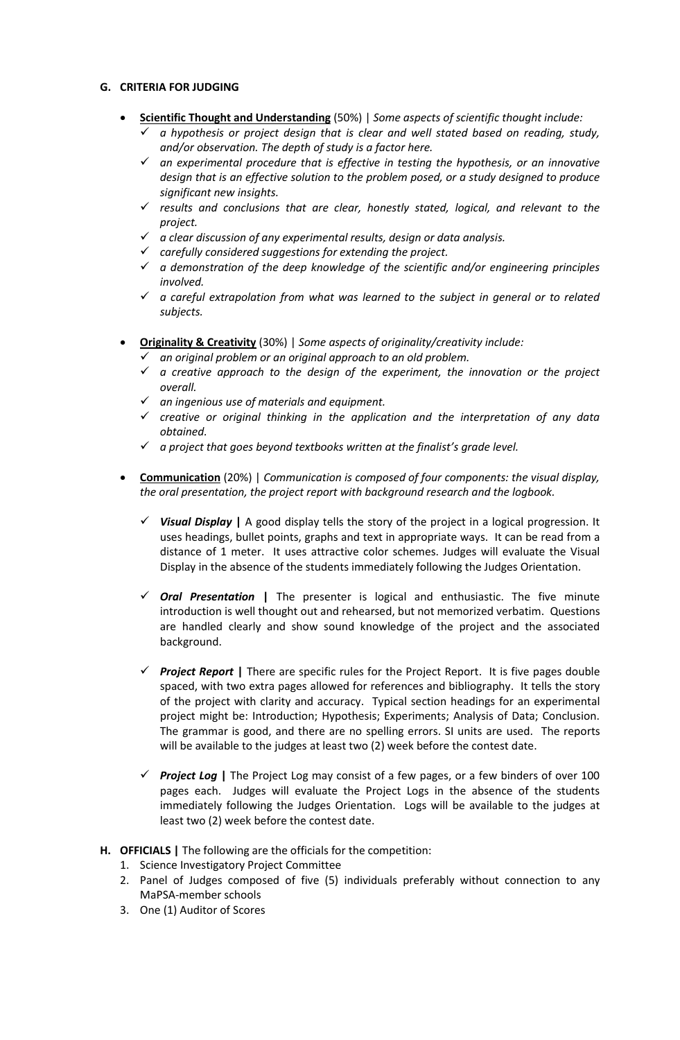## G. CRITERIA FOR JUDGING

- **<u>Scientific Thought and Understanding</u>** (50%) | *Some aspects of scientific thought include:*
  - ✓ *a hypothesis or project design that is clear and well stated based on reading, study, and/or observation. The depth of study is a factor here.*
  - ✓ *an experimental procedure that is effective in testing the hypothesis, or an innovative design that is an effective solution to the problem posed, or a study designed to produce significant new insights.*
  - ✓ *results and conclusions that are clear, honestly stated, logical, and relevant to the project.*
  - ✓ *a clear discussion of any experimental results, design or data analysis.*
  - ✓ *carefully considered suggestions for extending the project.*
  - ✓ *a demonstration of the deep knowledge of the scientific and/or engineering principles involved.*
  - ✓ *a careful extrapolation from what was learned to the subject in general or to related subjects.*

- **<u>Originality & Creativity</u>** (30%) | *Some aspects of originality/creativity include:*
  - ✓ *an original problem or an original approach to an old problem.*
  - ✓ *a creative approach to the design of the experiment, the innovation or the project overall.*
  - ✓ *an ingenious use of materials and equipment.*
  - ✓ *creative or original thinking in the application and the interpretation of any data obtained.*
  - ✓ *a project that goes beyond textbooks written at the finalist's grade level.*

- **<u>Communication</u>** (20%) | *Communication is composed of four components: the visual display, the oral presentation, the project report with background research and the logbook.*
  - ✓ ***Visual Display*** **|** A good display tells the story of the project in a logical progression. It uses headings, bullet points, graphs and text in appropriate ways. It can be read from a distance of 1 meter. It uses attractive color schemes. Judges will evaluate the Visual Display in the absence of the students immediately following the Judges Orientation.
  - ✓ ***Oral Presentation*** **|** The presenter is logical and enthusiastic. The five minute introduction is well thought out and rehearsed, but not memorized verbatim. Questions are handled clearly and show sound knowledge of the project and the associated background.
  - ✓ ***Project Report*** **|** There are specific rules for the Project Report. It is five pages double spaced, with two extra pages allowed for references and bibliography. It tells the story of the project with clarity and accuracy. Typical section headings for an experimental project might be: Introduction; Hypothesis; Experiments; Analysis of Data; Conclusion. The grammar is good, and there are no spelling errors. SI units are used. The reports will be available to the judges at least two (2) week before the contest date.
  - ✓ ***Project Log*** **|** The Project Log may consist of a few pages, or a few binders of over 100 pages each. Judges will evaluate the Project Logs in the absence of the students immediately following the Judges Orientation. Logs will be available to the judges at least two (2) week before the contest date.

## H. OFFICIALS | The following are the officials for the competition:

1. Science Investigatory Project Committee
2. Panel of Judges composed of five (5) individuals preferably without connection to any MaPSA-member schools
3. One (1) Auditor of Scores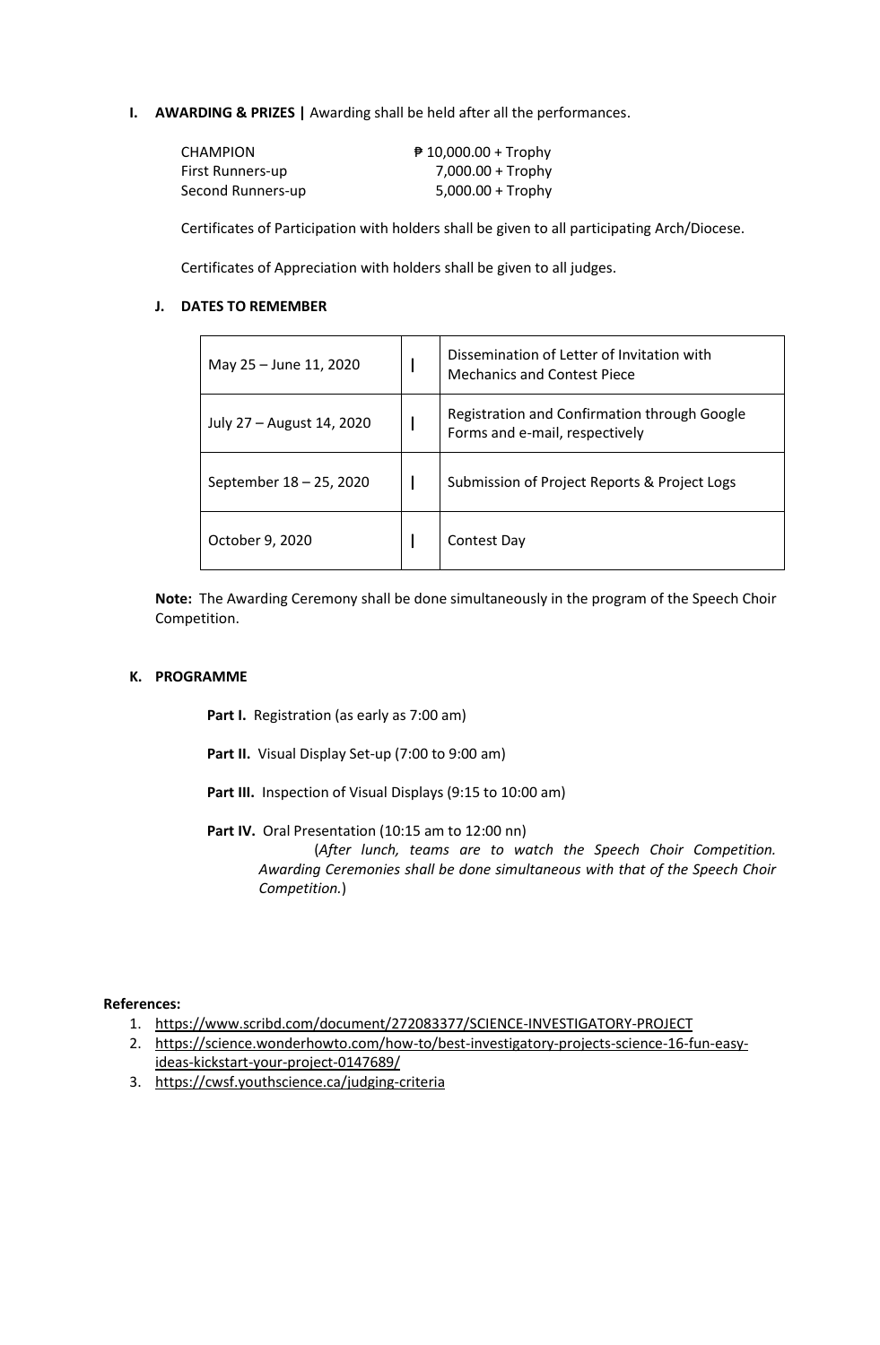**I. AWARDING & PRIZES |** Awarding shall be held after all the performances.

| | |
|---|---|
| CHAMPION | ₱ 10,000.00 + Trophy |
| First Runners-up | 7,000.00 + Trophy |
| Second Runners-up | 5,000.00 + Trophy |

Certificates of Participation with holders shall be given to all participating Arch/Diocese.

Certificates of Appreciation with holders shall be given to all judges.

**J. DATES TO REMEMBER**

| | | |
|---|---|---|
| May 25 – June 11, 2020 | \| | Dissemination of Letter of Invitation with Mechanics and Contest Piece |
| July 27 – August 14, 2020 | \| | Registration and Confirmation through Google Forms and e-mail, respectively |
| September 18 – 25, 2020 | \| | Submission of Project Reports & Project Logs |
| October 9, 2020 | \| | Contest Day |

**Note:** The Awarding Ceremony shall be done simultaneously in the program of the Speech Choir Competition.

**K. PROGRAMME**

**Part I.** Registration (as early as 7:00 am)

**Part II.** Visual Display Set-up (7:00 to 9:00 am)

**Part III.** Inspection of Visual Displays (9:15 to 10:00 am)

**Part IV.** Oral Presentation (10:15 am to 12:00 nn)
(*After lunch, teams are to watch the Speech Choir Competition. Awarding Ceremonies shall be done simultaneous with that of the Speech Choir Competition.*)

**References:**

1. https://www.scribd.com/document/272083377/SCIENCE-INVESTIGATORY-PROJECT
2. https://science.wonderhowto.com/how-to/best-investigatory-projects-science-16-fun-easy-ideas-kickstart-your-project-0147689/
3. https://cwsf.youthscience.ca/judging-criteria